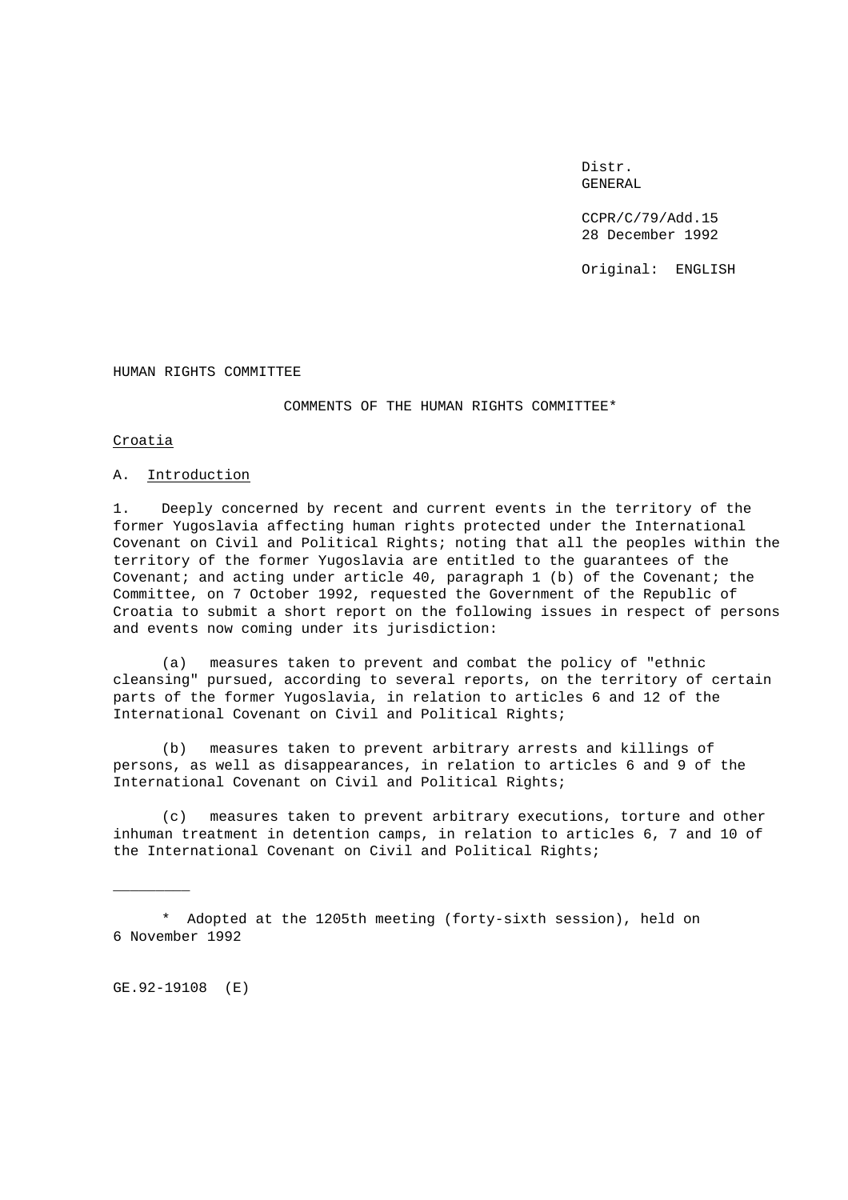Distr.
GENERAL

CCPR/C/79/Add.15
28 December 1992

Original: ENGLISH

HUMAN RIGHTS COMMITTEE

## COMMENTS OF THE HUMAN RIGHTS COMMITTEE*

### Croatia

### A. Introduction

1. Deeply concerned by recent and current events in the territory of the former Yugoslavia affecting human rights protected under the International Covenant on Civil and Political Rights; noting that all the peoples within the territory of the former Yugoslavia are entitled to the guarantees of the Covenant; and acting under article 40, paragraph 1 (b) of the Covenant; the Committee, on 7 October 1992, requested the Government of the Republic of Croatia to submit a short report on the following issues in respect of persons and events now coming under its jurisdiction:

(a) measures taken to prevent and combat the policy of "ethnic cleansing" pursued, according to several reports, on the territory of certain parts of the former Yugoslavia, in relation to articles 6 and 12 of the International Covenant on Civil and Political Rights;

(b) measures taken to prevent arbitrary arrests and killings of persons, as well as disappearances, in relation to articles 6 and 9 of the International Covenant on Civil and Political Rights;

(c) measures taken to prevent arbitrary executions, torture and other inhuman treatment in detention camps, in relation to articles 6, 7 and 10 of the International Covenant on Civil and Political Rights;

---

* Adopted at the 1205th meeting (forty-sixth session), held on 6 November 1992

GE.92-19108 (E)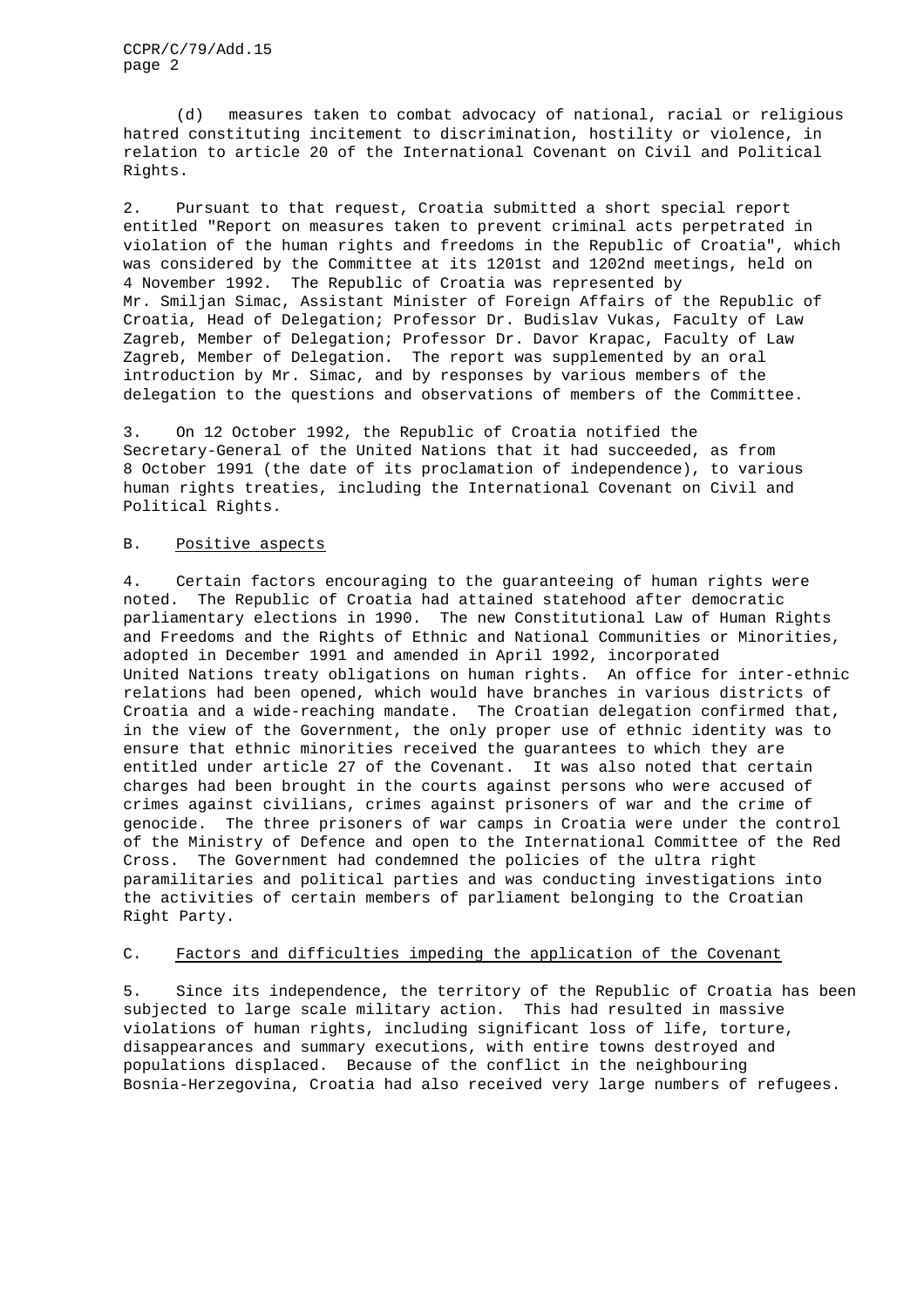(d) measures taken to combat advocacy of national, racial or religious hatred constituting incitement to discrimination, hostility or violence, in relation to article 20 of the International Covenant on Civil and Political Rights.

2. Pursuant to that request, Croatia submitted a short special report entitled "Report on measures taken to prevent criminal acts perpetrated in violation of the human rights and freedoms in the Republic of Croatia", which was considered by the Committee at its 1201st and 1202nd meetings, held on 4 November 1992. The Republic of Croatia was represented by Mr. Smiljan Simac, Assistant Minister of Foreign Affairs of the Republic of Croatia, Head of Delegation; Professor Dr. Budislav Vukas, Faculty of Law Zagreb, Member of Delegation; Professor Dr. Davor Krapac, Faculty of Law Zagreb, Member of Delegation. The report was supplemented by an oral introduction by Mr. Simac, and by responses by various members of the delegation to the questions and observations of members of the Committee.

3. On 12 October 1992, the Republic of Croatia notified the Secretary-General of the United Nations that it had succeeded, as from 8 October 1991 (the date of its proclamation of independence), to various human rights treaties, including the International Covenant on Civil and Political Rights.

## B. Positive aspects

4. Certain factors encouraging to the guaranteeing of human rights were noted. The Republic of Croatia had attained statehood after democratic parliamentary elections in 1990. The new Constitutional Law of Human Rights and Freedoms and the Rights of Ethnic and National Communities or Minorities, adopted in December 1991 and amended in April 1992, incorporated United Nations treaty obligations on human rights. An office for inter-ethnic relations had been opened, which would have branches in various districts of Croatia and a wide-reaching mandate. The Croatian delegation confirmed that, in the view of the Government, the only proper use of ethnic identity was to ensure that ethnic minorities received the guarantees to which they are entitled under article 27 of the Covenant. It was also noted that certain charges had been brought in the courts against persons who were accused of crimes against civilians, crimes against prisoners of war and the crime of genocide. The three prisoners of war camps in Croatia were under the control of the Ministry of Defence and open to the International Committee of the Red Cross. The Government had condemned the policies of the ultra right paramilitaries and political parties and was conducting investigations into the activities of certain members of parliament belonging to the Croatian Right Party.

## C. Factors and difficulties impeding the application of the Covenant

5. Since its independence, the territory of the Republic of Croatia has been subjected to large scale military action. This had resulted in massive violations of human rights, including significant loss of life, torture, disappearances and summary executions, with entire towns destroyed and populations displaced. Because of the conflict in the neighbouring Bosnia-Herzegovina, Croatia had also received very large numbers of refugees.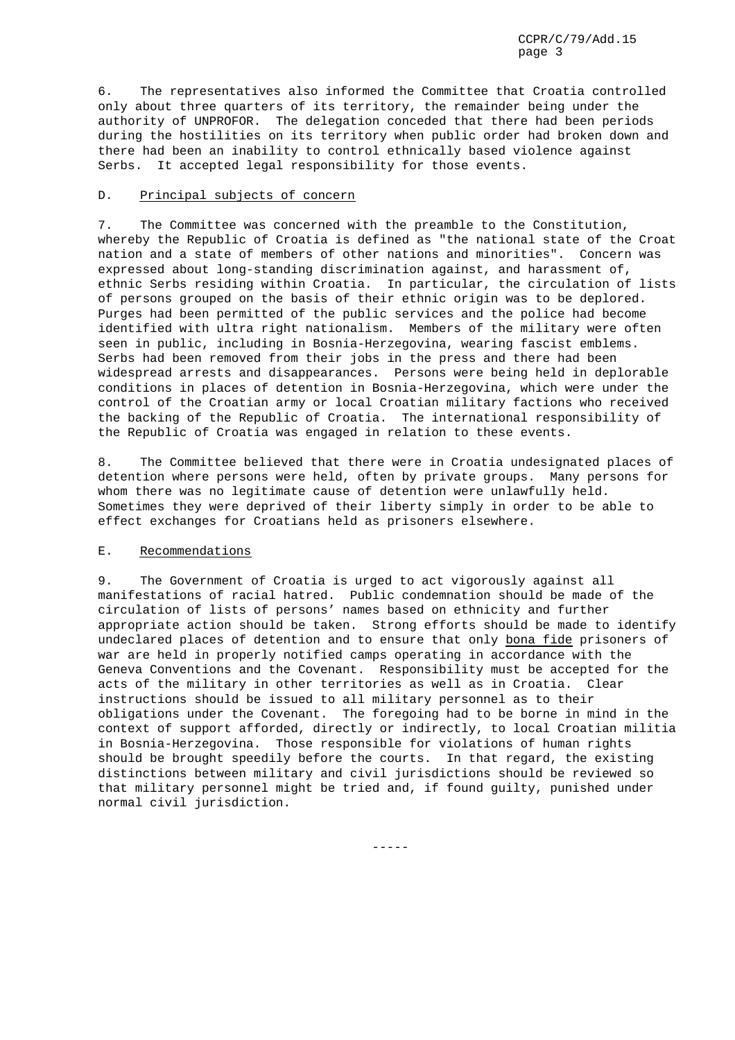6. The representatives also informed the Committee that Croatia controlled only about three quarters of its territory, the remainder being under the authority of UNPROFOR. The delegation conceded that there had been periods during the hostilities on its territory when public order had broken down and there had been an inability to control ethnically based violence against Serbs. It accepted legal responsibility for those events.

## D. Principal subjects of concern

7. The Committee was concerned with the preamble to the Constitution, whereby the Republic of Croatia is defined as "the national state of the Croat nation and a state of members of other nations and minorities". Concern was expressed about long-standing discrimination against, and harassment of, ethnic Serbs residing within Croatia. In particular, the circulation of lists of persons grouped on the basis of their ethnic origin was to be deplored. Purges had been permitted of the public services and the police had become identified with ultra right nationalism. Members of the military were often seen in public, including in Bosnia-Herzegovina, wearing fascist emblems. Serbs had been removed from their jobs in the press and there had been widespread arrests and disappearances. Persons were being held in deplorable conditions in places of detention in Bosnia-Herzegovina, which were under the control of the Croatian army or local Croatian military factions who received the backing of the Republic of Croatia. The international responsibility of the Republic of Croatia was engaged in relation to these events.

8. The Committee believed that there were in Croatia undesignated places of detention where persons were held, often by private groups. Many persons for whom there was no legitimate cause of detention were unlawfully held. Sometimes they were deprived of their liberty simply in order to be able to effect exchanges for Croatians held as prisoners elsewhere.

## E. Recommendations

9. The Government of Croatia is urged to act vigorously against all manifestations of racial hatred. Public condemnation should be made of the circulation of lists of persons' names based on ethnicity and further appropriate action should be taken. Strong efforts should be made to identify undeclared places of detention and to ensure that only *bona fide* prisoners of war are held in properly notified camps operating in accordance with the Geneva Conventions and the Covenant. Responsibility must be accepted for the acts of the military in other territories as well as in Croatia. Clear instructions should be issued to all military personnel as to their obligations under the Covenant. The foregoing had to be borne in mind in the context of support afforded, directly or indirectly, to local Croatian militia in Bosnia-Herzegovina. Those responsible for violations of human rights should be brought speedily before the courts. In that regard, the existing distinctions between military and civil jurisdictions should be reviewed so that military personnel might be tried and, if found guilty, punished under normal civil jurisdiction.

-----